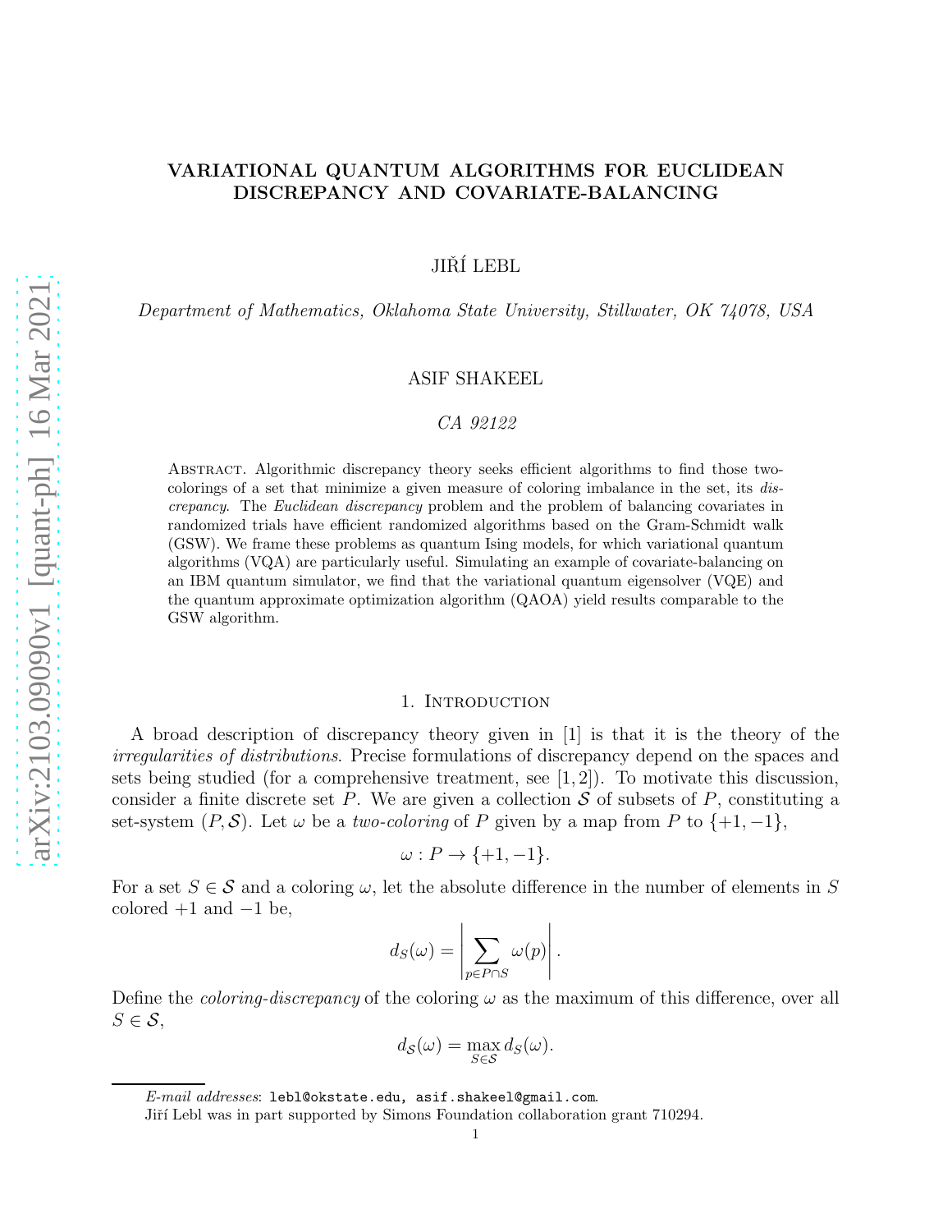# VARIATIONAL QUANTUM ALGORITHMS FOR EUCLIDEAN DISCREPANCY AND COVARIATE-BALANCING

JIŘÍ LEBL

*Department of Mathematics, Oklahoma State University, Stillwater, OK 74078, USA*

ASIF SHAKEEL

*CA 92122*

Abstract. Algorithmic discrepancy theory seeks efficient algorithms to find those two-colorings of a set that minimize a given measure of coloring imbalance in the set, its *discrepancy*. The *Euclidean discrepancy* problem and the problem of balancing covariates in randomized trials have efficient randomized algorithms based on the Gram-Schmidt walk (GSW). We frame these problems as quantum Ising models, for which variational quantum algorithms (VQA) are particularly useful. Simulating an example of covariate-balancing on an IBM quantum simulator, we find that the variational quantum eigensolver (VQE) and the quantum approximate optimization algorithm (QAOA) yield results comparable to the GSW algorithm.

## 1. Introduction

A broad description of discrepancy theory given in [1] is that it is the theory of the *irregularities of distributions*. Precise formulations of discrepancy depend on the spaces and sets being studied (for a comprehensive treatment, see [1,2]). To motivate this discussion, consider a finite discrete set $P$. We are given a collection $\mathcal{S}$ of subsets of $P$, constituting a set-system $(P, \mathcal{S})$. Let $\omega$ be a *two-coloring* of $P$ given by a map from $P$ to $\{+1, -1\}$,

$$\omega : P \to \{+1, -1\}.$$

For a set $S \in \mathcal{S}$ and a coloring $\omega$, let the absolute difference in the number of elements in $S$ colored $+1$ and $-1$ be,

$$d_S(\omega) = \left| \sum_{p \in P \cap S} \omega(p) \right|.$$

Define the *coloring-discrepancy* of the coloring $\omega$ as the maximum of this difference, over all $S \in \mathcal{S}$,

$$d_{\mathcal{S}}(\omega) = \max_{S \in \mathcal{S}} d_S(\omega).$$

---

*E-mail addresses*: lebl@okstate.edu, asif.shakeel@gmail.com.

Jiří Lebl was in part supported by Simons Foundation collaboration grant 710294.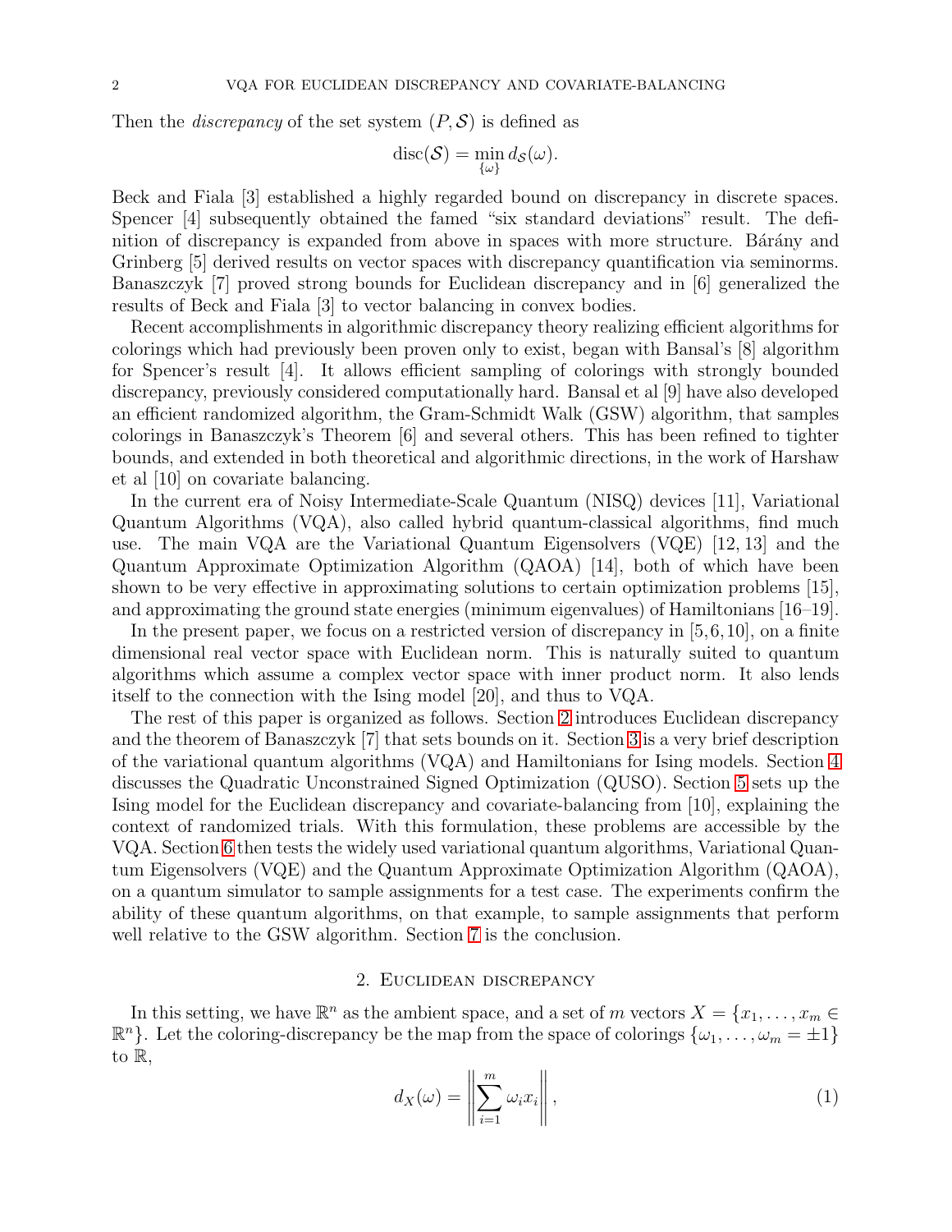Then the *discrepancy* of the set system $(P, \mathcal{S})$ is defined as

$$\operatorname{disc}(\mathcal{S}) = \min_{\{\omega\}} d_{\mathcal{S}}(\omega).$$

Beck and Fiala [3] established a highly regarded bound on discrepancy in discrete spaces. Spencer [4] subsequently obtained the famed "six standard deviations" result. The definition of discrepancy is expanded from above in spaces with more structure. Bárány and Grinberg [5] derived results on vector spaces with discrepancy quantification via seminorms. Banaszczyk [7] proved strong bounds for Euclidean discrepancy and in [6] generalized the results of Beck and Fiala [3] to vector balancing in convex bodies.

Recent accomplishments in algorithmic discrepancy theory realizing efficient algorithms for colorings which had previously been proven only to exist, began with Bansal's [8] algorithm for Spencer's result [4]. It allows efficient sampling of colorings with strongly bounded discrepancy, previously considered computationally hard. Bansal et al [9] have also developed an efficient randomized algorithm, the Gram-Schmidt Walk (GSW) algorithm, that samples colorings in Banaszczyk's Theorem [6] and several others. This has been refined to tighter bounds, and extended in both theoretical and algorithmic directions, in the work of Harshaw et al [10] on covariate balancing.

In the current era of Noisy Intermediate-Scale Quantum (NISQ) devices [11], Variational Quantum Algorithms (VQA), also called hybrid quantum-classical algorithms, find much use. The main VQA are the Variational Quantum Eigensolvers (VQE) [12, 13] and the Quantum Approximate Optimization Algorithm (QAOA) [14], both of which have been shown to be very effective in approximating solutions to certain optimization problems [15], and approximating the ground state energies (minimum eigenvalues) of Hamiltonians [16–19].

In the present paper, we focus on a restricted version of discrepancy in [5, 6, 10], on a finite dimensional real vector space with Euclidean norm. This is naturally suited to quantum algorithms which assume a complex vector space with inner product norm. It also lends itself to the connection with the Ising model [20], and thus to VQA.

The rest of this paper is organized as follows. Section 2 introduces Euclidean discrepancy and the theorem of Banaszczyk [7] that sets bounds on it. Section 3 is a very brief description of the variational quantum algorithms (VQA) and Hamiltonians for Ising models. Section 4 discusses the Quadratic Unconstrained Signed Optimization (QUSO). Section 5 sets up the Ising model for the Euclidean discrepancy and covariate-balancing from [10], explaining the context of randomized trials. With this formulation, these problems are accessible by the VQA. Section 6 then tests the widely used variational quantum algorithms, Variational Quantum Eigensolvers (VQE) and the Quantum Approximate Optimization Algorithm (QAOA), on a quantum simulator to sample assignments for a test case. The experiments confirm the ability of these quantum algorithms, on that example, to sample assignments that perform well relative to the GSW algorithm. Section 7 is the conclusion.

## 2. Euclidean discrepancy

In this setting, we have $\mathbb{R}^n$ as the ambient space, and a set of $m$ vectors $X = \{x_1, \ldots, x_m \in \mathbb{R}^n\}$. Let the coloring-discrepancy be the map from the space of colorings $\{\omega_1, \ldots, \omega_m = \pm 1\}$ to $\mathbb{R}$,

$$d_X(\omega) = \left\| \sum_{i=1}^{m} \omega_i x_i \right\|, \tag{1}$$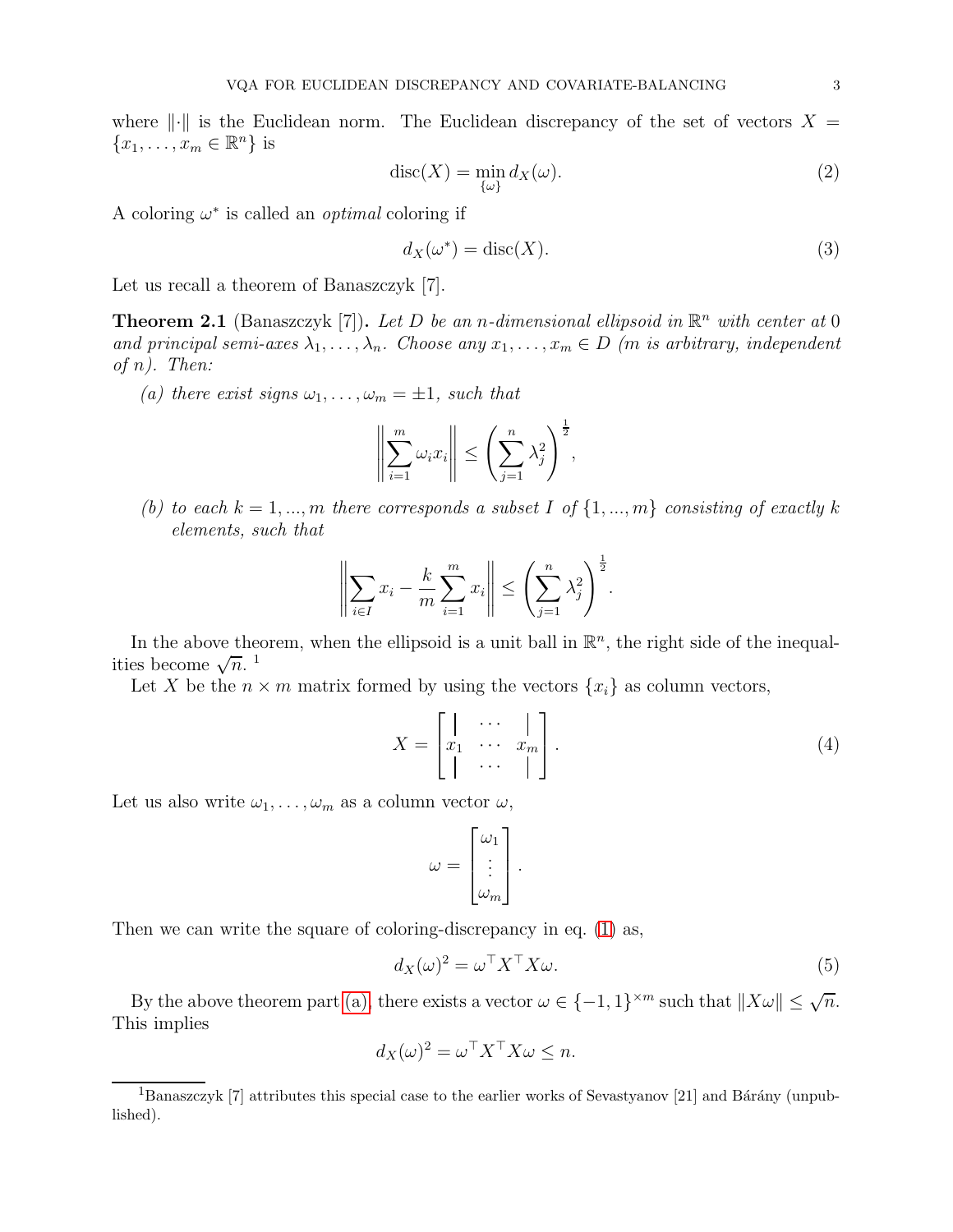where $\|\cdot\|$ is the Euclidean norm. The Euclidean discrepancy of the set of vectors $X = \{x_1, \ldots, x_m \in \mathbb{R}^n\}$ is

$$\operatorname{disc}(X) = \min_{\{\omega\}} d_X(\omega). \tag{2}$$

A coloring $\omega^*$ is called an *optimal* coloring if

$$d_X(\omega^*) = \operatorname{disc}(X). \tag{3}$$

Let us recall a theorem of Banaszczyk [7].

**Theorem 2.1** (Banaszczyk [7])**.** *Let $D$ be an $n$-dimensional ellipsoid in $\mathbb{R}^n$ with center at 0 and principal semi-axes $\lambda_1, \ldots, \lambda_n$. Choose any $x_1, \ldots, x_m \in D$ ($m$ is arbitrary, independent of $n$). Then:*

*(a) there exist signs $\omega_1, \ldots, \omega_m = \pm 1$, such that*

$$\left\| \sum_{i=1}^{m} \omega_i x_i \right\| \leq \left( \sum_{j=1}^{n} \lambda_j^2 \right)^{\frac{1}{2}},$$

*(b) to each $k = 1, \ldots, m$ there corresponds a subset $I$ of $\{1, \ldots, m\}$ consisting of exactly $k$ elements, such that*

$$\left\| \sum_{i \in I} x_i - \frac{k}{m} \sum_{i=1}^{m} x_i \right\| \leq \left( \sum_{j=1}^{n} \lambda_j^2 \right)^{\frac{1}{2}}.$$

In the above theorem, when the ellipsoid is a unit ball in $\mathbb{R}^n$, the right side of the inequalities become $\sqrt{n}$. [1]

Let $X$ be the $n \times m$ matrix formed by using the vectors $\{x_i\}$ as column vectors,

$$X = \begin{bmatrix} | & \cdots & | \\ x_1 & \cdots & x_m \\ | & \cdots & | \end{bmatrix}. \tag{4}$$

Let us also write $\omega_1, \ldots, \omega_m$ as a column vector $\omega$,

$$\omega = \begin{bmatrix} \omega_1 \\ \vdots \\ \omega_m \end{bmatrix}.$$

Then we can write the square of coloring-discrepancy in eq. (1) as,

$$d_X(\omega)^2 = \omega^\top X^\top X \omega. \tag{5}$$

By the above theorem part (a), there exists a vector $\omega \in \{-1, 1\}^{\times m}$ such that $\|X\omega\| \leq \sqrt{n}$. This implies

$$d_X(\omega)^2 = \omega^\top X^\top X \omega \leq n.$$

[1] Banaszczyk [7] attributes this special case to the earlier works of Sevastyanov [21] and Bárány (unpublished).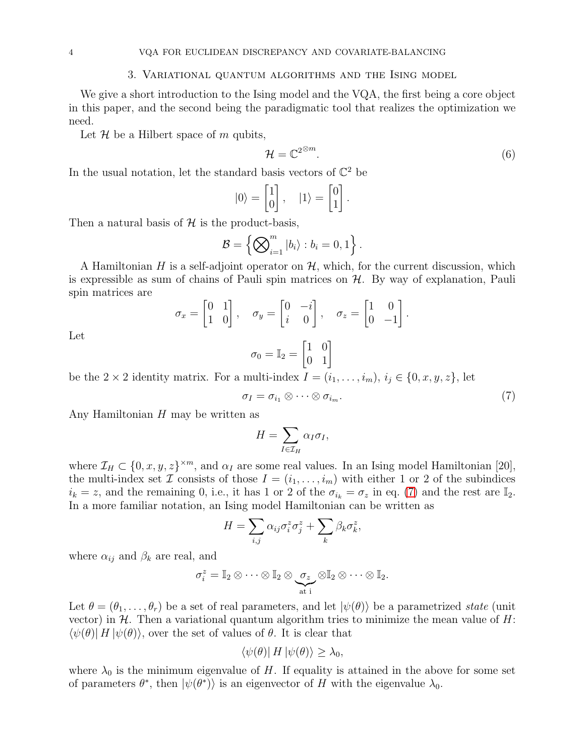## 3. Variational quantum algorithms and the Ising model

We give a short introduction to the Ising model and the VQA, the first being a core object in this paper, and the second being the paradigmatic tool that realizes the optimization we need.

Let $\mathcal{H}$ be a Hilbert space of $m$ qubits,

$$\mathcal{H} = \mathbb{C}^{2^{\otimes m}}. \tag{6}$$

In the usual notation, let the standard basis vectors of $\mathbb{C}^2$ be

$$|0\rangle = \begin{bmatrix} 1 \\ 0 \end{bmatrix}, \quad |1\rangle = \begin{bmatrix} 0 \\ 1 \end{bmatrix}.$$

Then a natural basis of $\mathcal{H}$ is the product-basis,

$$\mathcal{B} = \left\{ \bigotimes_{i=1}^{m} |b_i\rangle : b_i = 0, 1 \right\}.$$

A Hamiltonian $H$ is a self-adjoint operator on $\mathcal{H}$, which, for the current discussion, which is expressible as sum of chains of Pauli spin matrices on $\mathcal{H}$. By way of explanation, Pauli spin matrices are

$$\sigma_x = \begin{bmatrix} 0 & 1 \\ 1 & 0 \end{bmatrix}, \quad \sigma_y = \begin{bmatrix} 0 & -i \\ i & 0 \end{bmatrix}, \quad \sigma_z = \begin{bmatrix} 1 & 0 \\ 0 & -1 \end{bmatrix}.$$

Let

$$\sigma_0 = \mathbb{I}_2 = \begin{bmatrix} 1 & 0 \\ 0 & 1 \end{bmatrix}$$

be the $2 \times 2$ identity matrix. For a multi-index $I = (i_1, \ldots, i_m)$, $i_j \in \{0, x, y, z\}$, let

$$\sigma_I = \sigma_{i_1} \otimes \cdots \otimes \sigma_{i_m}. \tag{7}$$

Any Hamiltonian $H$ may be written as

$$H = \sum_{I \in \mathcal{I}_H} \alpha_I \sigma_I,$$

where $\mathcal{I}_H \subset \{0, x, y, z\}^{\times m}$, and $\alpha_I$ are some real values. In an Ising model Hamiltonian [20], the multi-index set $\mathcal{I}$ consists of those $I = (i_1, \ldots, i_m)$ with either 1 or 2 of the subindices $i_k = z$, and the remaining 0, i.e., it has 1 or 2 of the $\sigma_{i_k} = \sigma_z$ in eq. (7) and the rest are $\mathbb{I}_2$. In a more familiar notation, an Ising model Hamiltonian can be written as

$$H = \sum_{i,j} \alpha_{ij} \sigma_i^z \sigma_j^z + \sum_k \beta_k \sigma_k^z,$$

where $\alpha_{ij}$ and $\beta_k$ are real, and

$$\sigma_i^z = \mathbb{I}_2 \otimes \cdots \otimes \mathbb{I}_2 \otimes \underbrace{\sigma_z}_{\text{at i}} \otimes \mathbb{I}_2 \otimes \cdots \otimes \mathbb{I}_2.$$

Let $\theta = (\theta_1, \ldots, \theta_r)$ be a set of real parameters, and let $|\psi(\theta)\rangle$ be a parametrized *state* (unit vector) in $\mathcal{H}$. Then a variational quantum algorithm tries to minimize the mean value of $H$: $\langle\psi(\theta)| H |\psi(\theta)\rangle$, over the set of values of $\theta$. It is clear that

$$\langle\psi(\theta)| H |\psi(\theta)\rangle \geq \lambda_0,$$

where $\lambda_0$ is the minimum eigenvalue of $H$. If equality is attained in the above for some set of parameters $\theta^*$, then $|\psi(\theta^*)\rangle$ is an eigenvector of $H$ with the eigenvalue $\lambda_0$.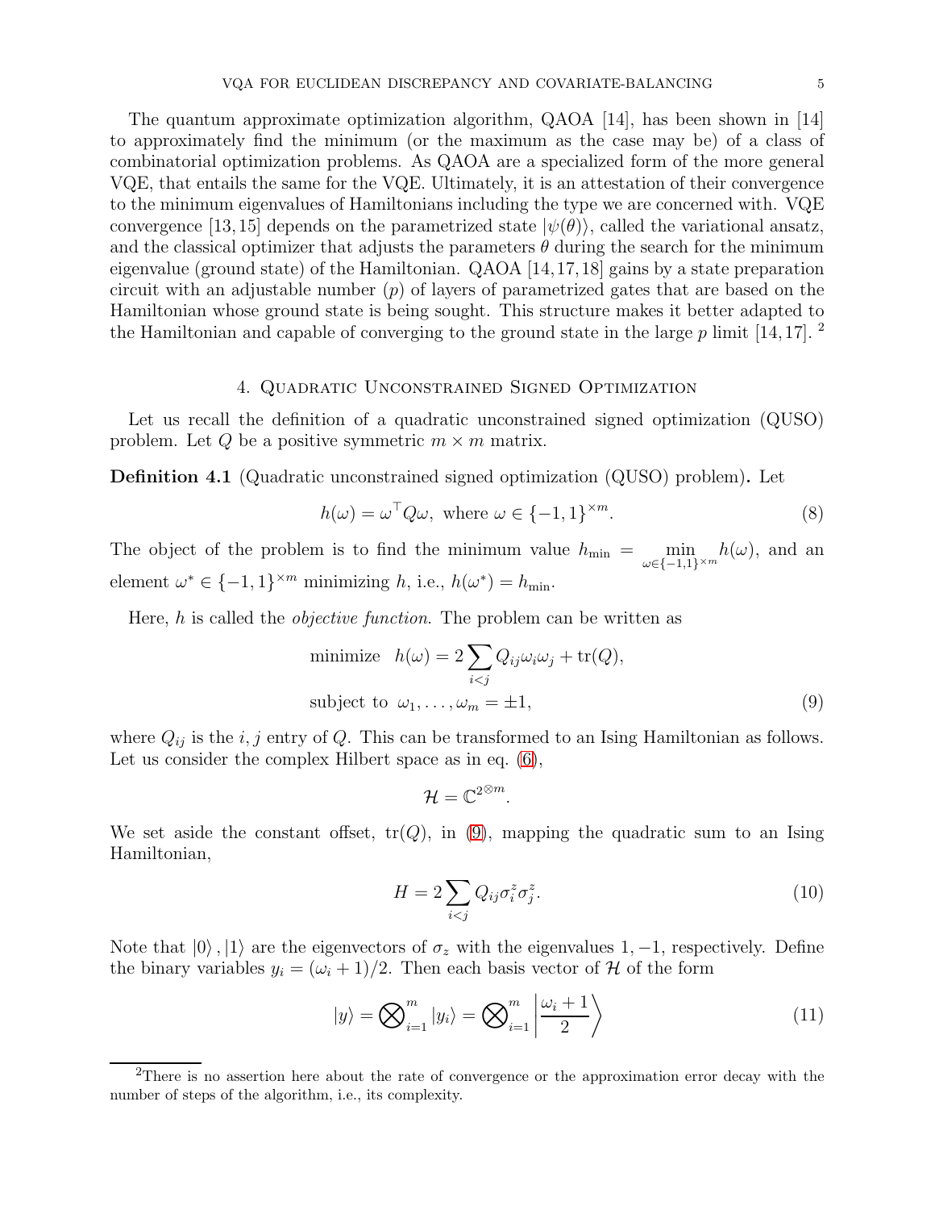The quantum approximate optimization algorithm, QAOA [14], has been shown in [14] to approximately find the minimum (or the maximum as the case may be) of a class of combinatorial optimization problems. As QAOA are a specialized form of the more general VQE, that entails the same for the VQE. Ultimately, it is an attestation of their convergence to the minimum eigenvalues of Hamiltonians including the type we are concerned with. VQE convergence [13,15] depends on the parametrized state $|\psi(\theta)\rangle$, called the variational ansatz, and the classical optimizer that adjusts the parameters $\theta$ during the search for the minimum eigenvalue (ground state) of the Hamiltonian. QAOA [14,17,18] gains by a state preparation circuit with an adjustable number ($p$) of layers of parametrized gates that are based on the Hamiltonian whose ground state is being sought. This structure makes it better adapted to the Hamiltonian and capable of converging to the ground state in the large $p$ limit [14,17]. [2]

## 4. Quadratic Unconstrained Signed Optimization

Let us recall the definition of a quadratic unconstrained signed optimization (QUSO) problem. Let $Q$ be a positive symmetric $m \times m$ matrix.

**Definition 4.1** (Quadratic unconstrained signed optimization (QUSO) problem)**.** Let

$$h(\omega) = \omega^\top Q \omega, \text{ where } \omega \in \{-1, 1\}^{\times m}. \tag{8}$$

The object of the problem is to find the minimum value $h_{\min} = \min_{\omega \in \{-1,1\}^{\times m}} h(\omega)$, and an element $\omega^* \in \{-1, 1\}^{\times m}$ minimizing $h$, i.e., $h(\omega^*) = h_{\min}$.

Here, $h$ is called the *objective function*. The problem can be written as

$$\begin{aligned} &\text{minimize} \quad h(\omega) = 2 \sum_{i<j} Q_{ij} \omega_i \omega_j + \operatorname{tr}(Q), \\ &\text{subject to } \ \omega_1, \ldots, \omega_m = \pm 1, \end{aligned} \tag{9}$$

where $Q_{ij}$ is the $i, j$ entry of $Q$. This can be transformed to an Ising Hamiltonian as follows. Let us consider the complex Hilbert space as in eq. (6),

$$\mathcal{H} = \mathbb{C}^{2^{\otimes m}}.$$

We set aside the constant offset, $\operatorname{tr}(Q)$, in (9), mapping the quadratic sum to an Ising Hamiltonian,

$$H = 2 \sum_{i<j} Q_{ij} \sigma_i^z \sigma_j^z. \tag{10}$$

Note that $|0\rangle, |1\rangle$ are the eigenvectors of $\sigma_z$ with the eigenvalues $1, -1$, respectively. Define the binary variables $y_i = (\omega_i + 1)/2$. Then each basis vector of $\mathcal{H}$ of the form

$$|y\rangle = \bigotimes_{i=1}^{m} |y_i\rangle = \bigotimes_{i=1}^{m} \left| \frac{\omega_i + 1}{2} \right\rangle \tag{11}$$

[2] There is no assertion here about the rate of convergence or the approximation error decay with the number of steps of the algorithm, i.e., its complexity.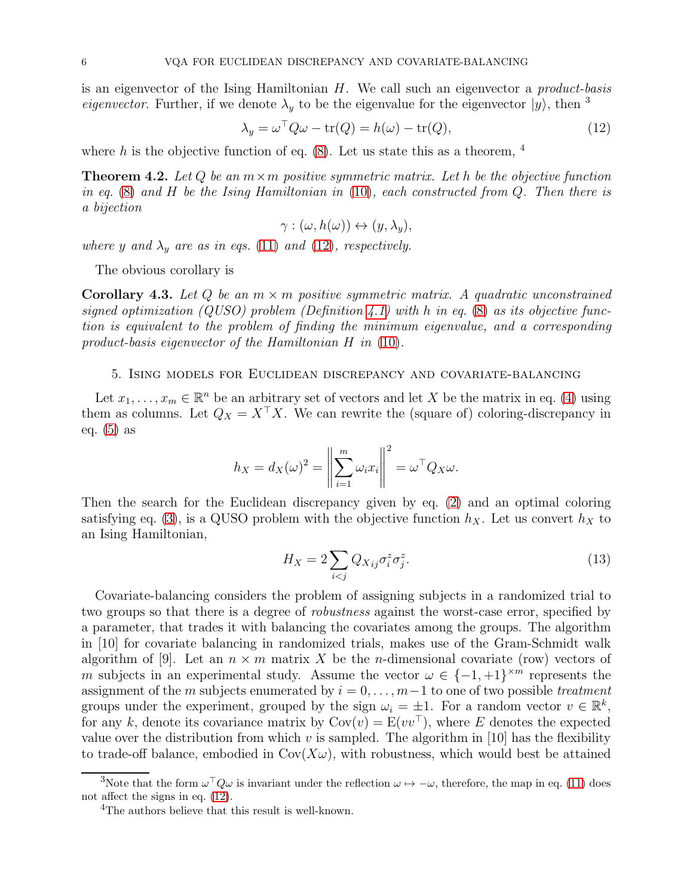is an eigenvector of the Ising Hamiltonian $H$. We call such an eigenvector a *product-basis eigenvector*. Further, if we denote $\lambda_y$ to be the eigenvalue for the eigenvector $|y\rangle$, then [3]

$$\lambda_y = \omega^\top Q \omega - \operatorname{tr}(Q) = h(\omega) - \operatorname{tr}(Q), \tag{12}$$

where $h$ is the objective function of eq. (8). Let us state this as a theorem, [4]

**Theorem 4.2.** *Let $Q$ be an $m \times m$ positive symmetric matrix. Let $h$ be the objective function in eq. (8) and $H$ be the Ising Hamiltonian in (10), each constructed from $Q$. Then there is a bijection*

$$\gamma : (\omega, h(\omega)) \leftrightarrow (y, \lambda_y),$$

*where $y$ and $\lambda_y$ are as in eqs. (11) and (12), respectively.*

The obvious corollary is

**Corollary 4.3.** *Let $Q$ be an $m \times m$ positive symmetric matrix. A quadratic unconstrained signed optimization (QUSO) problem (Definition 4.1) with $h$ in eq. (8) as its objective function is equivalent to the problem of finding the minimum eigenvalue, and a corresponding product-basis eigenvector of the Hamiltonian $H$ in (10).*

## 5. Ising models for Euclidean discrepancy and covariate-balancing

Let $x_1, \ldots, x_m \in \mathbb{R}^n$ be an arbitrary set of vectors and let $X$ be the matrix in eq. (4) using them as columns. Let $Q_X = X^\top X$. We can rewrite the (square of) coloring-discrepancy in eq. (5) as

$$h_X = d_X(\omega)^2 = \left\| \sum_{i=1}^{m} \omega_i x_i \right\|^2 = \omega^\top Q_X \omega.$$

Then the search for the Euclidean discrepancy given by eq. (2) and an optimal coloring satisfying eq. (3), is a QUSO problem with the objective function $h_X$. Let us convert $h_X$ to an Ising Hamiltonian,

$$H_X = 2 \sum_{i<j} Q_{X\,ij} \sigma_i^z \sigma_j^z. \tag{13}$$

Covariate-balancing considers the problem of assigning subjects in a randomized trial to two groups so that there is a degree of *robustness* against the worst-case error, specified by a parameter, that trades it with balancing the covariates among the groups. The algorithm in [10] for covariate balancing in randomized trials, makes use of the Gram-Schmidt walk algorithm of [9]. Let an $n \times m$ matrix $X$ be the $n$-dimensional covariate (row) vectors of $m$ subjects in an experimental study. Assume the vector $\omega \in \{-1, +1\}^{\times m}$ represents the assignment of the $m$ subjects enumerated by $i = 0, \ldots, m-1$ to one of two possible *treatment* groups under the experiment, grouped by the sign $\omega_i = \pm 1$. For a random vector $v \in \mathbb{R}^k$, for any $k$, denote its covariance matrix by $\operatorname{Cov}(v) = \operatorname{E}(vv^\top)$, where $E$ denotes the expected value over the distribution from which $v$ is sampled. The algorithm in [10] has the flexibility to trade-off balance, embodied in $\operatorname{Cov}(X\omega)$, with robustness, which would best be attained

[3] Note that the form $\omega^\top Q \omega$ is invariant under the reflection $\omega \mapsto -\omega$, therefore, the map in eq. (11) does not affect the signs in eq. (12).

[4] The authors believe that this result is well-known.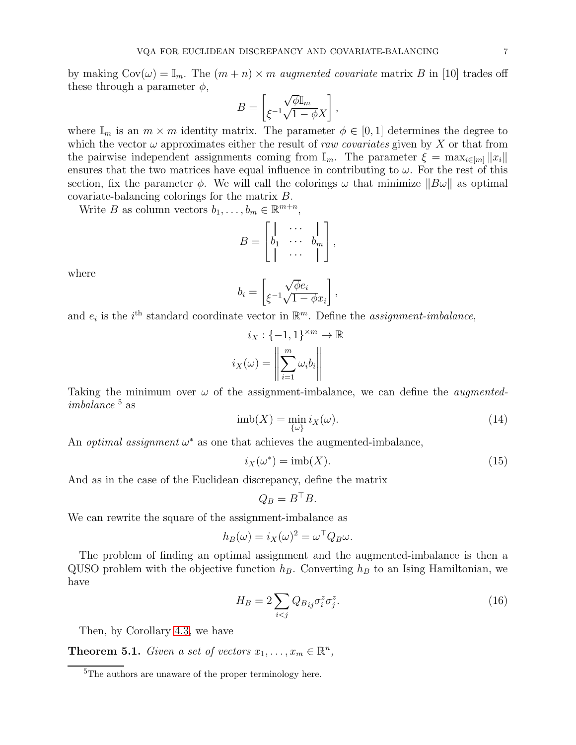by making $\mathrm{Cov}(\omega) = \mathbb{I}_m$. The $(m+n) \times m$ *augmented covariate* matrix $B$ in [10] trades off these through a parameter $\phi$,

$$B = \begin{bmatrix} \sqrt{\phi}\mathbb{I}_m \\ \xi^{-1}\sqrt{1-\phi}X \end{bmatrix},$$

where $\mathbb{I}_m$ is an $m \times m$ identity matrix. The parameter $\phi \in [0,1]$ determines the degree to which the vector $\omega$ approximates either the result of *raw covariates* given by $X$ or that from the pairwise independent assignments coming from $\mathbb{I}_m$. The parameter $\xi = \max_{i \in [m]} \|x_i\|$ ensures that the two matrices have equal influence in contributing to $\omega$. For the rest of this section, fix the parameter $\phi$. We will call the colorings $\omega$ that minimize $\|B\omega\|$ as optimal covariate-balancing colorings for the matrix $B$.

Write $B$ as column vectors $b_1, \ldots, b_m \in \mathbb{R}^{m+n}$,

$$B = \begin{bmatrix} | & \cdots & | \\ b_1 & \cdots & b_m \\ | & \cdots & | \end{bmatrix},$$

where

$$b_i = \begin{bmatrix} \sqrt{\phi}e_i \\ \xi^{-1}\sqrt{1-\phi}x_i \end{bmatrix},$$

and $e_i$ is the $i^{\text{th}}$ standard coordinate vector in $\mathbb{R}^m$. Define the *assignment-imbalance*,

$$i_X : \{-1,1\}^{\times m} \to \mathbb{R}$$
$$i_X(\omega) = \left\| \sum_{i=1}^{m} \omega_i b_i \right\|$$

Taking the minimum over $\omega$ of the assignment-imbalance, we can define the *augmented-imbalance* [5] as

$$\mathrm{imb}(X) = \min_{\{\omega\}} i_X(\omega). \tag{14}$$

An *optimal assignment* $\omega^*$ as one that achieves the augmented-imbalance,

$$i_X(\omega^*) = \mathrm{imb}(X). \tag{15}$$

And as in the case of the Euclidean discrepancy, define the matrix

$$Q_B = B^\top B.$$

We can rewrite the square of the assignment-imbalance as

$$h_B(\omega) = i_X(\omega)^2 = \omega^\top Q_B \omega.$$

The problem of finding an optimal assignment and the augmented-imbalance is then a QUSO problem with the objective function $h_B$. Converting $h_B$ to an Ising Hamiltonian, we have

$$H_B = 2\sum_{i<j} Q_{B_{ij}} \sigma_i^z \sigma_j^z. \tag{16}$$

Then, by Corollary 4.3, we have

**Theorem 5.1.** *Given a set of vectors $x_1, \ldots, x_m \in \mathbb{R}^n$,*

[5] The authors are unaware of the proper terminology here.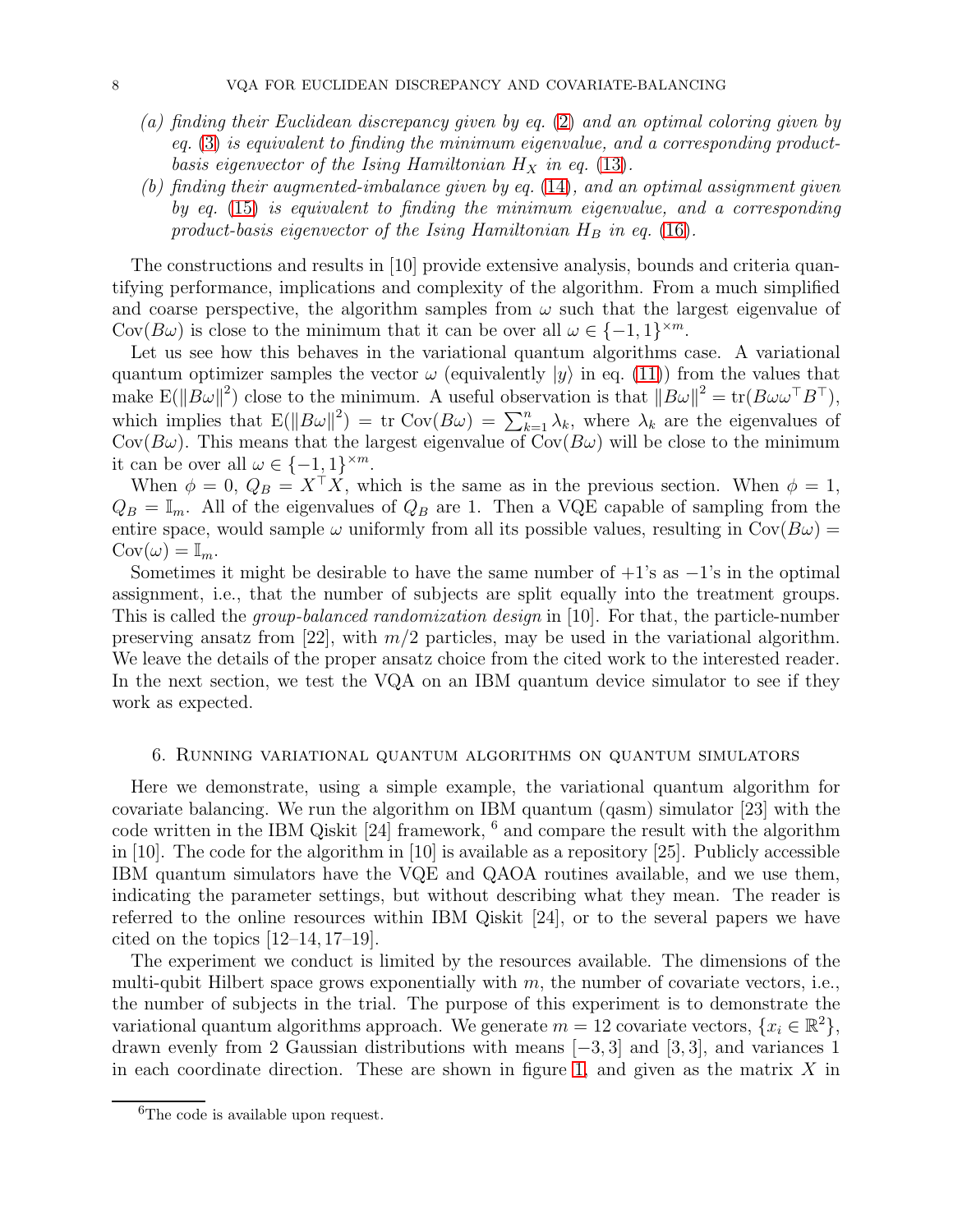*(a) finding their Euclidean discrepancy given by eq. (2) and an optimal coloring given by eq. (3) is equivalent to finding the minimum eigenvalue, and a corresponding product-basis eigenvector of the Ising Hamiltonian $H_X$ in eq. (13).*

*(b) finding their augmented-imbalance given by eq. (14), and an optimal assignment given by eq. (15) is equivalent to finding the minimum eigenvalue, and a corresponding product-basis eigenvector of the Ising Hamiltonian $H_B$ in eq. (16).*

The constructions and results in [10] provide extensive analysis, bounds and criteria quantifying performance, implications and complexity of the algorithm. From a much simplified and coarse perspective, the algorithm samples from $\omega$ such that the largest eigenvalue of $\mathrm{Cov}(B\omega)$ is close to the minimum that it can be over all $\omega \in \{-1, 1\}^{\times m}$.

Let us see how this behaves in the variational quantum algorithms case. A variational quantum optimizer samples the vector $\omega$ (equivalently $|y\rangle$ in eq. (11)) from the values that make $\mathrm{E}(\|B\omega\|^2)$ close to the minimum. A useful observation is that $\|B\omega\|^2 = \mathrm{tr}(B\omega\omega^\top B^\top)$, which implies that $\mathrm{E}(\|B\omega\|^2) = \mathrm{tr}\ \mathrm{Cov}(B\omega) = \sum_{k=1}^{n} \lambda_k$, where $\lambda_k$ are the eigenvalues of $\mathrm{Cov}(B\omega)$. This means that the largest eigenvalue of $\mathrm{Cov}(B\omega)$ will be close to the minimum it can be over all $\omega \in \{-1, 1\}^{\times m}$.

When $\phi = 0$, $Q_B = X^\top X$, which is the same as in the previous section. When $\phi = 1$, $Q_B = \mathbb{I}_m$. All of the eigenvalues of $Q_B$ are 1. Then a VQE capable of sampling from the entire space, would sample $\omega$ uniformly from all its possible values, resulting in $\mathrm{Cov}(B\omega) = \mathrm{Cov}(\omega) = \mathbb{I}_m$.

Sometimes it might be desirable to have the same number of $+1$'s as $-1$'s in the optimal assignment, i.e., that the number of subjects are split equally into the treatment groups. This is called the *group-balanced randomization design* in [10]. For that, the particle-number preserving ansatz from [22], with $m/2$ particles, may be used in the variational algorithm. We leave the details of the proper ansatz choice from the cited work to the interested reader. In the next section, we test the VQA on an IBM quantum device simulator to see if they work as expected.

## 6. Running variational quantum algorithms on quantum simulators

Here we demonstrate, using a simple example, the variational quantum algorithm for covariate balancing. We run the algorithm on IBM quantum (qasm) simulator [23] with the code written in the IBM Qiskit [24] framework, [6] and compare the result with the algorithm in [10]. The code for the algorithm in [10] is available as a repository [25]. Publicly accessible IBM quantum simulators have the VQE and QAOA routines available, and we use them, indicating the parameter settings, but without describing what they mean. The reader is referred to the online resources within IBM Qiskit [24], or to the several papers we have cited on the topics [12–14, 17–19].

The experiment we conduct is limited by the resources available. The dimensions of the multi-qubit Hilbert space grows exponentially with $m$, the number of covariate vectors, i.e., the number of subjects in the trial. The purpose of this experiment is to demonstrate the variational quantum algorithms approach. We generate $m = 12$ covariate vectors, $\{x_i \in \mathbb{R}^2\}$, drawn evenly from 2 Gaussian distributions with means $[-3, 3]$ and $[3, 3]$, and variances 1 in each coordinate direction. These are shown in figure 1, and given as the matrix $X$ in

[6] The code is available upon request.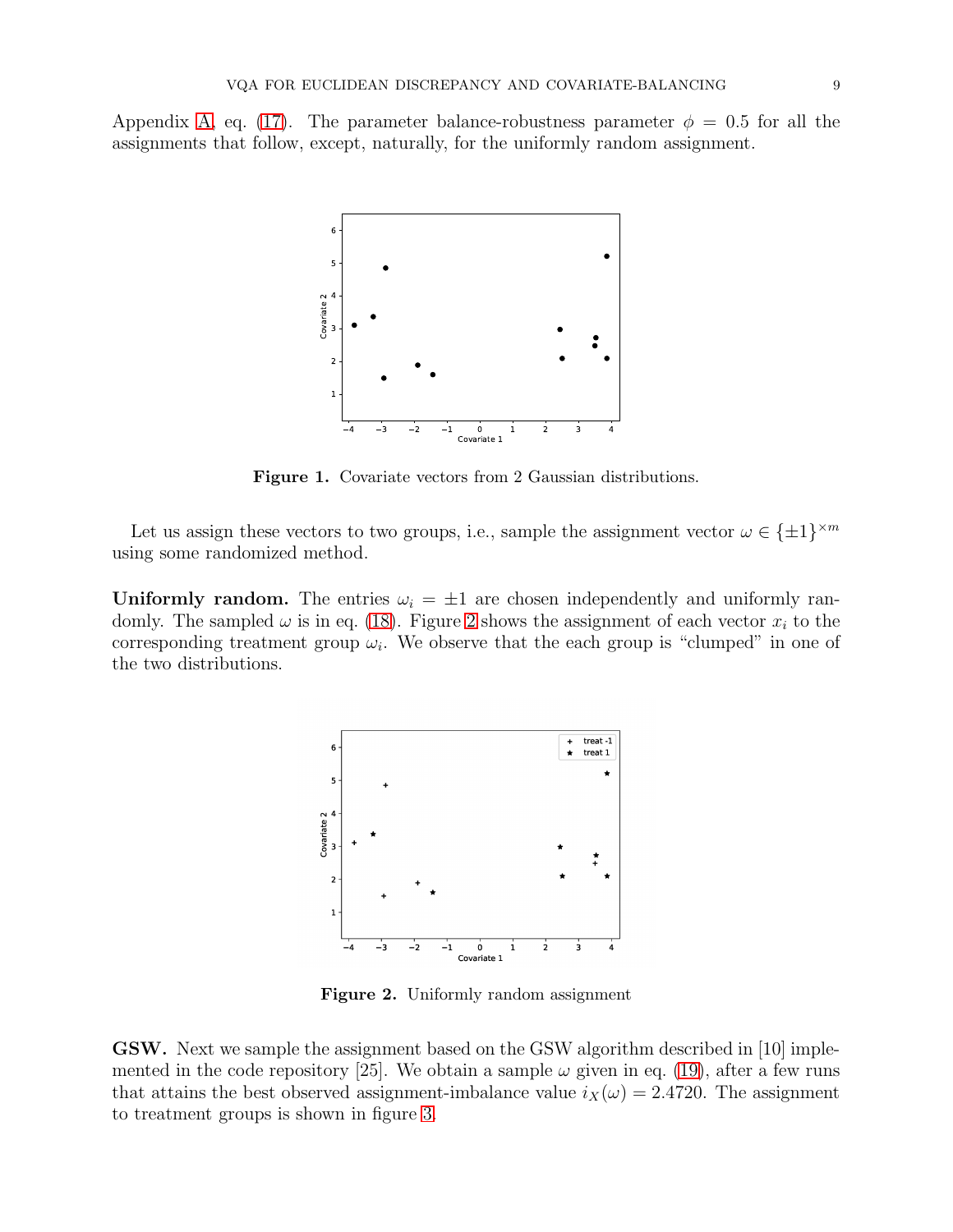Appendix A, eq. (17). The parameter balance-robustness parameter $\phi = 0.5$ for all the assignments that follow, except, naturally, for the uniformly random assignment.

**Figure 1.** Covariate vectors from 2 Gaussian distributions.

Let us assign these vectors to two groups, i.e., sample the assignment vector $\omega \in \{\pm 1\}^{\times m}$ using some randomized method.

**Uniformly random.** The entries $\omega_i = \pm 1$ are chosen independently and uniformly randomly. The sampled $\omega$ is in eq. (18). Figure 2 shows the assignment of each vector $x_i$ to the corresponding treatment group $\omega_i$. We observe that the each group is "clumped" in one of the two distributions.

**Figure 2.** Uniformly random assignment

**GSW.** Next we sample the assignment based on the GSW algorithm described in [10] implemented in the code repository [25]. We obtain a sample $\omega$ given in eq. (19), after a few runs that attains the best observed assignment-imbalance value $i_X(\omega) = 2.4720$. The assignment to treatment groups is shown in figure 3.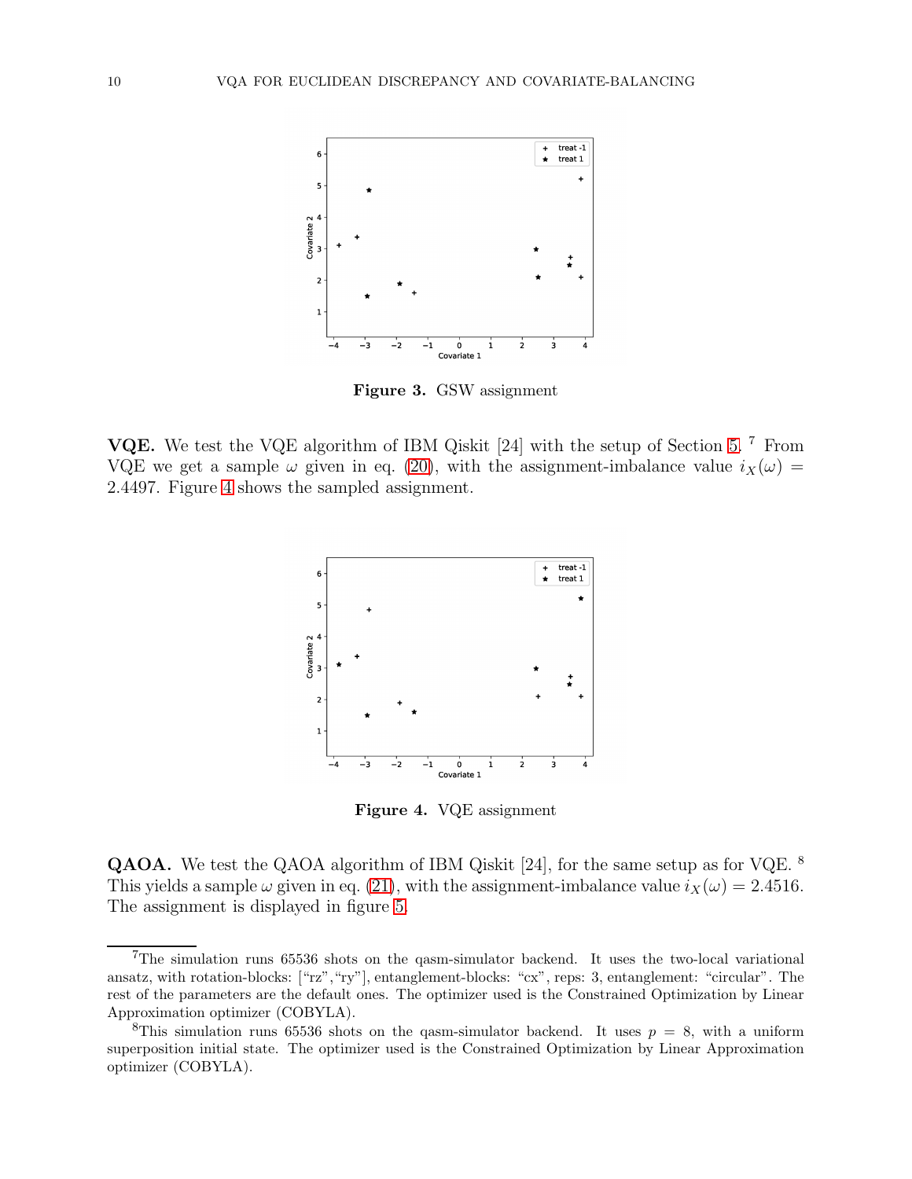**Figure 3.** GSW assignment

**VQE.** We test the VQE algorithm of IBM Qiskit [24] with the setup of Section 5. [7] From VQE we get a sample $\omega$ given in eq. (20), with the assignment-imbalance value $i_X(\omega) = 2.4497$. Figure 4 shows the sampled assignment.

**Figure 4.** VQE assignment

**QAOA.** We test the QAOA algorithm of IBM Qiskit [24], for the same setup as for VQE. [8] This yields a sample $\omega$ given in eq. (21), with the assignment-imbalance value $i_X(\omega) = 2.4516$. The assignment is displayed in figure 5.

---

[7] The simulation runs 65536 shots on the qasm-simulator backend. It uses the two-local variational ansatz, with rotation-blocks: ["rz","ry"], entanglement-blocks: "cx", reps: 3, entanglement: "circular". The rest of the parameters are the default ones. The optimizer used is the Constrained Optimization by Linear Approximation optimizer (COBYLA).

[8] This simulation runs 65536 shots on the qasm-simulator backend. It uses $p = 8$, with a uniform superposition initial state. The optimizer used is the Constrained Optimization by Linear Approximation optimizer (COBYLA).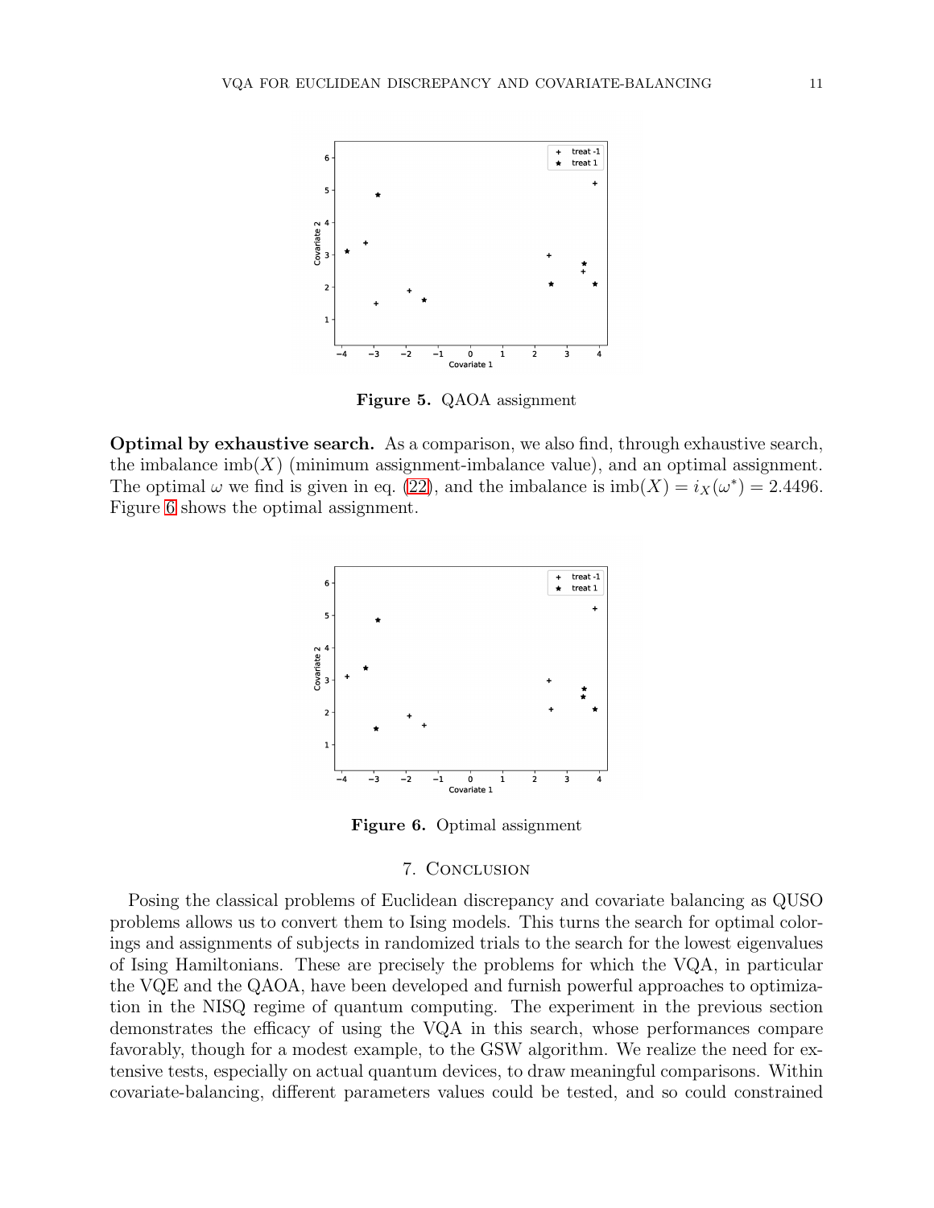**Figure 5.** QAOA assignment

**Optimal by exhaustive search.** As a comparison, we also find, through exhaustive search, the imbalance $\text{imb}(X)$ (minimum assignment-imbalance value), and an optimal assignment. The optimal $\omega$ we find is given in eq. (22), and the imbalance is $\text{imb}(X) = i_X(\omega^*) = 2.4496$. Figure 6 shows the optimal assignment.

**Figure 6.** Optimal assignment

## 7. Conclusion

Posing the classical problems of Euclidean discrepancy and covariate balancing as QUSO problems allows us to convert them to Ising models. This turns the search for optimal colorings and assignments of subjects in randomized trials to the search for the lowest eigenvalues of Ising Hamiltonians. These are precisely the problems for which the VQA, in particular the VQE and the QAOA, have been developed and furnish powerful approaches to optimization in the NISQ regime of quantum computing. The experiment in the previous section demonstrates the efficacy of using the VQA in this search, whose performances compare favorably, though for a modest example, to the GSW algorithm. We realize the need for extensive tests, especially on actual quantum devices, to draw meaningful comparisons. Within covariate-balancing, different parameters values could be tested, and so could constrained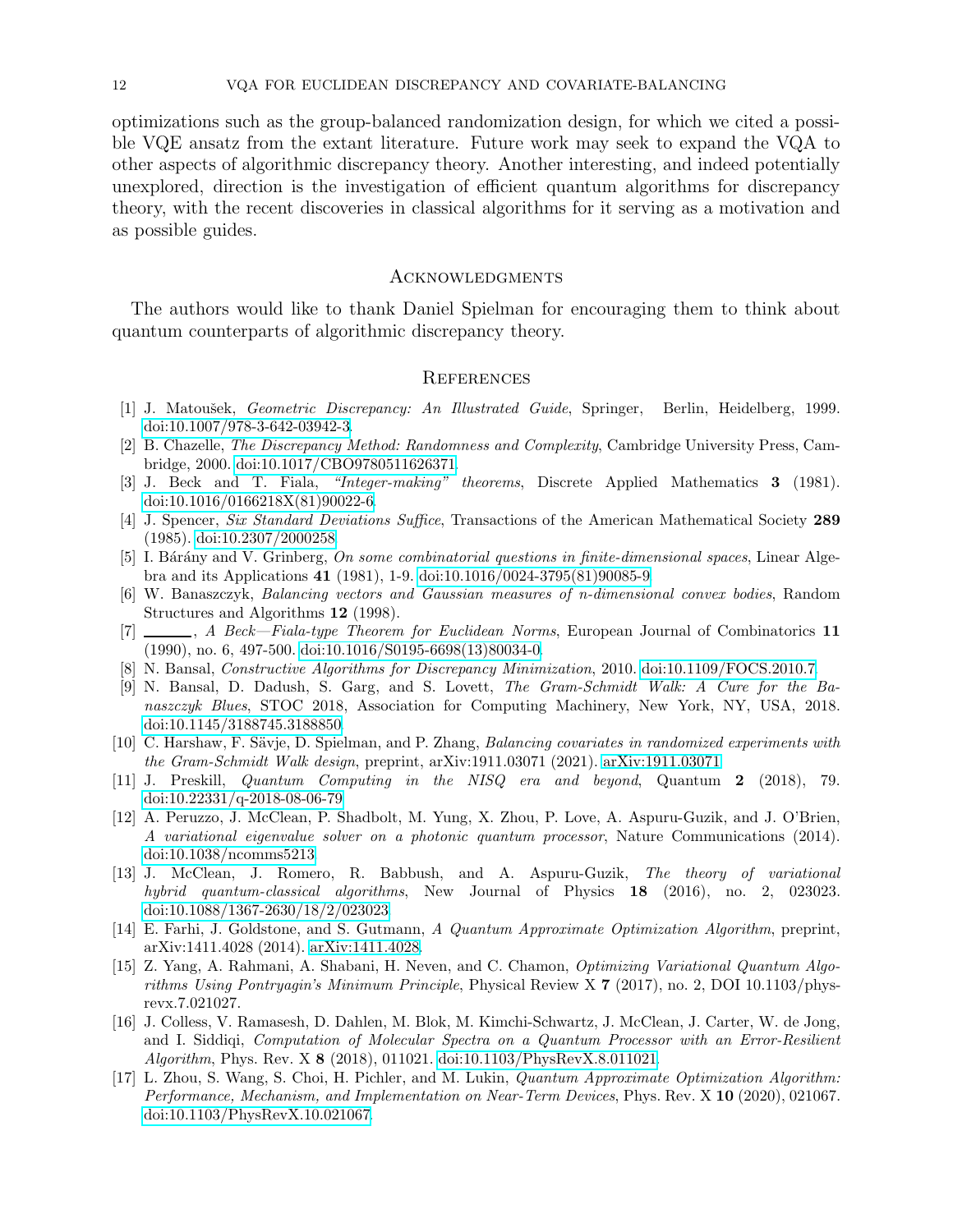optimizations such as the group-balanced randomization design, for which we cited a possible VQE ansatz from the extant literature. Future work may seek to expand the VQA to other aspects of algorithmic discrepancy theory. Another interesting, and indeed potentially unexplored, direction is the investigation of efficient quantum algorithms for discrepancy theory, with the recent discoveries in classical algorithms for it serving as a motivation and as possible guides.

## Acknowledgments

The authors would like to thank Daniel Spielman for encouraging them to think about quantum counterparts of algorithmic discrepancy theory.

## References

[1] J. Matoušek, *Geometric Discrepancy: An Illustrated Guide*, Springer, Berlin, Heidelberg, 1999. doi:10.1007/978-3-642-03942-3.

[2] B. Chazelle, *The Discrepancy Method: Randomness and Complexity*, Cambridge University Press, Cambridge, 2000. doi:10.1017/CBO9780511626371.

[3] J. Beck and T. Fiala, *"Integer-making" theorems*, Discrete Applied Mathematics **3** (1981). doi:10.1016/0166218X(81)90022-6.

[4] J. Spencer, *Six Standard Deviations Suffice*, Transactions of the American Mathematical Society **289** (1985). doi:10.2307/2000258.

[5] I. Bárány and V. Grinberg, *On some combinatorial questions in finite-dimensional spaces*, Linear Algebra and its Applications **41** (1981), 1-9. doi:10.1016/0024-3795(81)90085-9.

[6] W. Banaszczyk, *Balancing vectors and Gaussian measures of n-dimensional convex bodies*, Random Structures and Algorithms **12** (1998).

[7] ______, *A Beck—Fiala-type Theorem for Euclidean Norms*, European Journal of Combinatorics **11** (1990), no. 6, 497-500. doi:10.1016/S0195-6698(13)80034-0.

[8] N. Bansal, *Constructive Algorithms for Discrepancy Minimization*, 2010. doi:10.1109/FOCS.2010.7.

[9] N. Bansal, D. Dadush, S. Garg, and S. Lovett, *The Gram-Schmidt Walk: A Cure for the Banaszczyk Blues*, STOC 2018, Association for Computing Machinery, New York, NY, USA, 2018. doi:10.1145/3188745.3188850.

[10] C. Harshaw, F. Sävje, D. Spielman, and P. Zhang, *Balancing covariates in randomized experiments with the Gram-Schmidt Walk design*, preprint, arXiv:1911.03071 (2021). arXiv:1911.03071.

[11] J. Preskill, *Quantum Computing in the NISQ era and beyond*, Quantum **2** (2018), 79. doi:10.22331/q-2018-08-06-79.

[12] A. Peruzzo, J. McClean, P. Shadbolt, M. Yung, X. Zhou, P. Love, A. Aspuru-Guzik, and J. O'Brien, *A variational eigenvalue solver on a photonic quantum processor*, Nature Communications (2014). doi:10.1038/ncomms5213.

[13] J. McClean, J. Romero, R. Babbush, and A. Aspuru-Guzik, *The theory of variational hybrid quantum-classical algorithms*, New Journal of Physics **18** (2016), no. 2, 023023. doi:10.1088/1367-2630/18/2/023023.

[14] E. Farhi, J. Goldstone, and S. Gutmann, *A Quantum Approximate Optimization Algorithm*, preprint, arXiv:1411.4028 (2014). arXiv:1411.4028.

[15] Z. Yang, A. Rahmani, A. Shabani, H. Neven, and C. Chamon, *Optimizing Variational Quantum Algorithms Using Pontryagin's Minimum Principle*, Physical Review X **7** (2017), no. 2, DOI 10.1103/physrevx.7.021027.

[16] J. Colless, V. Ramasesh, D. Dahlen, M. Blok, M. Kimchi-Schwartz, J. McClean, J. Carter, W. de Jong, and I. Siddiqi, *Computation of Molecular Spectra on a Quantum Processor with an Error-Resilient Algorithm*, Phys. Rev. X **8** (2018), 011021. doi:10.1103/PhysRevX.8.011021.

[17] L. Zhou, S. Wang, S. Choi, H. Pichler, and M. Lukin, *Quantum Approximate Optimization Algorithm: Performance, Mechanism, and Implementation on Near-Term Devices*, Phys. Rev. X **10** (2020), 021067. doi:10.1103/PhysRevX.10.021067.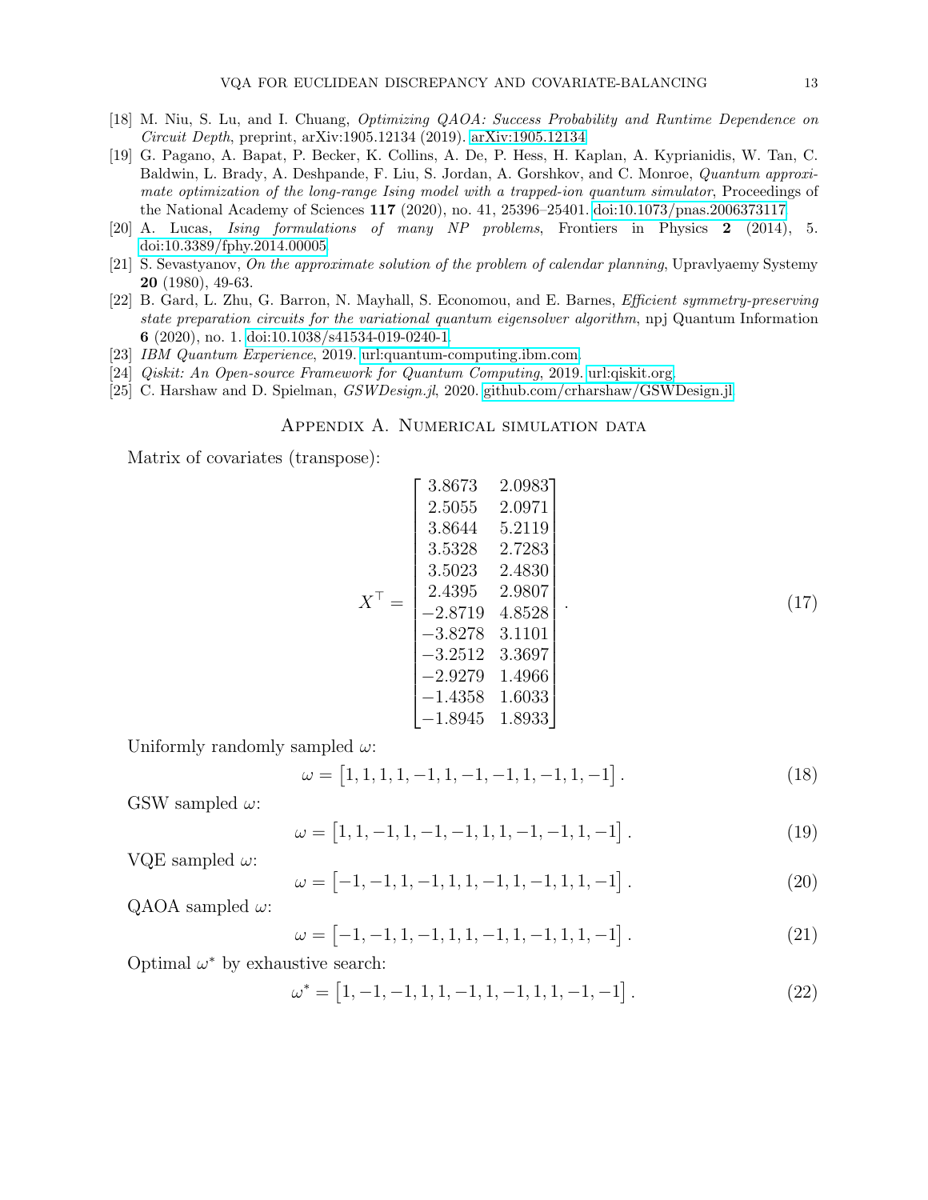[18] M. Niu, S. Lu, and I. Chuang, *Optimizing QAOA: Success Probability and Runtime Dependence on Circuit Depth*, preprint, arXiv:1905.12134 (2019). arXiv:1905.12134

[19] G. Pagano, A. Bapat, P. Becker, K. Collins, A. De, P. Hess, H. Kaplan, A. Kyprianidis, W. Tan, C. Baldwin, L. Brady, A. Deshpande, F. Liu, S. Jordan, A. Gorshkov, and C. Monroe, *Quantum approximate optimization of the long-range Ising model with a trapped-ion quantum simulator*, Proceedings of the National Academy of Sciences **117** (2020), no. 41, 25396–25401. doi:10.1073/pnas.2006373117

[20] A. Lucas, *Ising formulations of many NP problems*, Frontiers in Physics **2** (2014), 5. doi:10.3389/fphy.2014.00005

[21] S. Sevastyanov, *On the approximate solution of the problem of calendar planning*, Upravlyaemy Systemy **20** (1980), 49-63.

[22] B. Gard, L. Zhu, G. Barron, N. Mayhall, S. Economou, and E. Barnes, *Efficient symmetry-preserving state preparation circuits for the variational quantum eigensolver algorithm*, npj Quantum Information **6** (2020), no. 1. doi:10.1038/s41534-019-0240-1.

[23] *IBM Quantum Experience*, 2019. url:quantum-computing.ibm.com.

[24] *Qiskit: An Open-source Framework for Quantum Computing*, 2019. url:qiskit.org.

[25] C. Harshaw and D. Spielman, *GSWDesign.jl*, 2020. github.com/crharshaw/GSWDesign.jl

## Appendix A. Numerical simulation data

Matrix of covariates (transpose):

$$X^\top = \begin{bmatrix} 3.8673 & 2.0983 \\ 2.5055 & 2.0971 \\ 3.8644 & 5.2119 \\ 3.5328 & 2.7283 \\ 3.5023 & 2.4830 \\ 2.4395 & 2.9807 \\ -2.8719 & 4.8528 \\ -3.8278 & 3.1101 \\ -3.2512 & 3.3697 \\ -2.9279 & 1.4966 \\ -1.4358 & 1.6033 \\ -1.8945 & 1.8933 \end{bmatrix}. \tag{17}$$

Uniformly randomly sampled $\omega$:

$$\omega = \left[1, 1, 1, 1, -1, 1, -1, -1, 1, -1, 1, -1\right]. \tag{18}$$

GSW sampled $\omega$:

$$\omega = \left[1, 1, -1, 1, -1, -1, 1, 1, -1, -1, 1, -1\right]. \tag{19}$$

VQE sampled $\omega$:

$$\omega = \left[-1, -1, 1, -1, 1, 1, -1, 1, -1, 1, 1, -1\right]. \tag{20}$$

QAOA sampled $\omega$:

$$\omega = \left[-1, -1, 1, -1, 1, 1, -1, 1, -1, 1, 1, -1\right]. \tag{21}$$

Optimal $\omega^*$ by exhaustive search:

$$\omega^* = \left[1, -1, -1, 1, 1, -1, 1, -1, 1, 1, -1, -1\right]. \tag{22}$$